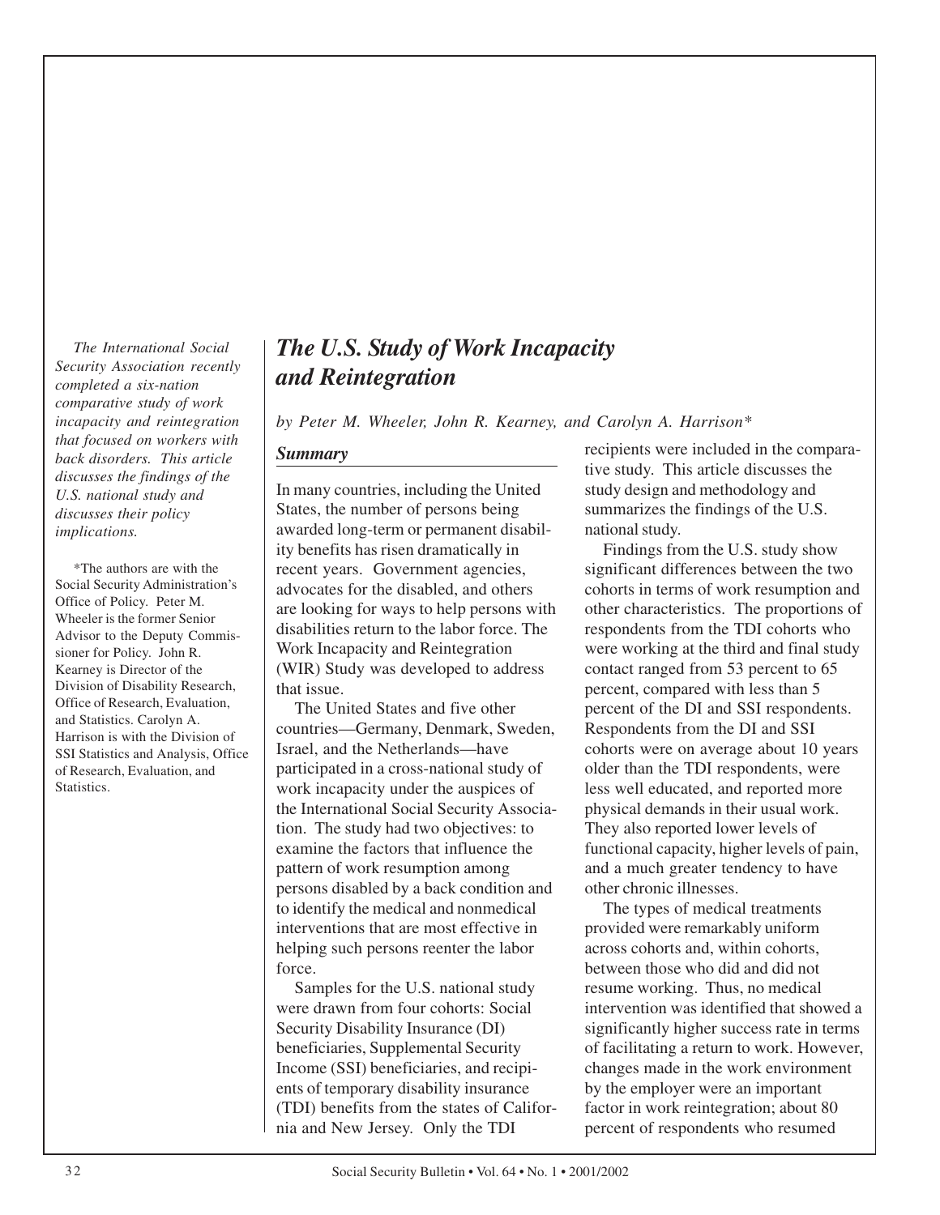*The International Social Security Association recently completed a six-nation comparative study of work incapacity and reintegration that focused on workers with back disorders. This article discusses the findings of the U.S. national study and discusses their policy implications.*

*The authors are with the Social Security Administration's Office of Policy. Peter M. Wheeler is the former Senior Advisor to the Deputy Commissioner for Policy. John R. Kearney is Director of the Division of Disability Research, Office of Research, Evaluation, and Statistics. Carolyn A. Harrison is with the Division of SSI Statistics and Analysis, Office of Research, Evaluation, and Statistics.

# The U.S. Study of Work Incapacity and Reintegration

*by Peter M. Wheeler, John R. Kearney, and Carolyn A. Harrison**

## Summary

In many countries, including the United States, the number of persons being awarded long-term or permanent disability benefits has risen dramatically in recent years. Government agencies, advocates for the disabled, and others are looking for ways to help persons with disabilities return to the labor force. The Work Incapacity and Reintegration (WIR) Study was developed to address that issue.

The United States and five other countries—Germany, Denmark, Sweden, Israel, and the Netherlands—have participated in a cross-national study of work incapacity under the auspices of the International Social Security Association. The study had two objectives: to examine the factors that influence the pattern of work resumption among persons disabled by a back condition and to identify the medical and nonmedical interventions that are most effective in helping such persons reenter the labor force.

Samples for the U.S. national study were drawn from four cohorts: Social Security Disability Insurance (DI) beneficiaries, Supplemental Security Income (SSI) beneficiaries, and recipients of temporary disability insurance (TDI) benefits from the states of California and New Jersey. Only the TDI recipients were included in the comparative study. This article discusses the study design and methodology and summarizes the findings of the U.S. national study.

Findings from the U.S. study show significant differences between the two cohorts in terms of work resumption and other characteristics. The proportions of respondents from the TDI cohorts who were working at the third and final study contact ranged from 53 percent to 65 percent, compared with less than 5 percent of the DI and SSI respondents. Respondents from the DI and SSI cohorts were on average about 10 years older than the TDI respondents, were less well educated, and reported more physical demands in their usual work. They also reported lower levels of functional capacity, higher levels of pain, and a much greater tendency to have other chronic illnesses.

The types of medical treatments provided were remarkably uniform across cohorts and, within cohorts, between those who did and did not resume working. Thus, no medical intervention was identified that showed a significantly higher success rate in terms of facilitating a return to work. However, changes made in the work environment by the employer were an important factor in work reintegration; about 80 percent of respondents who resumed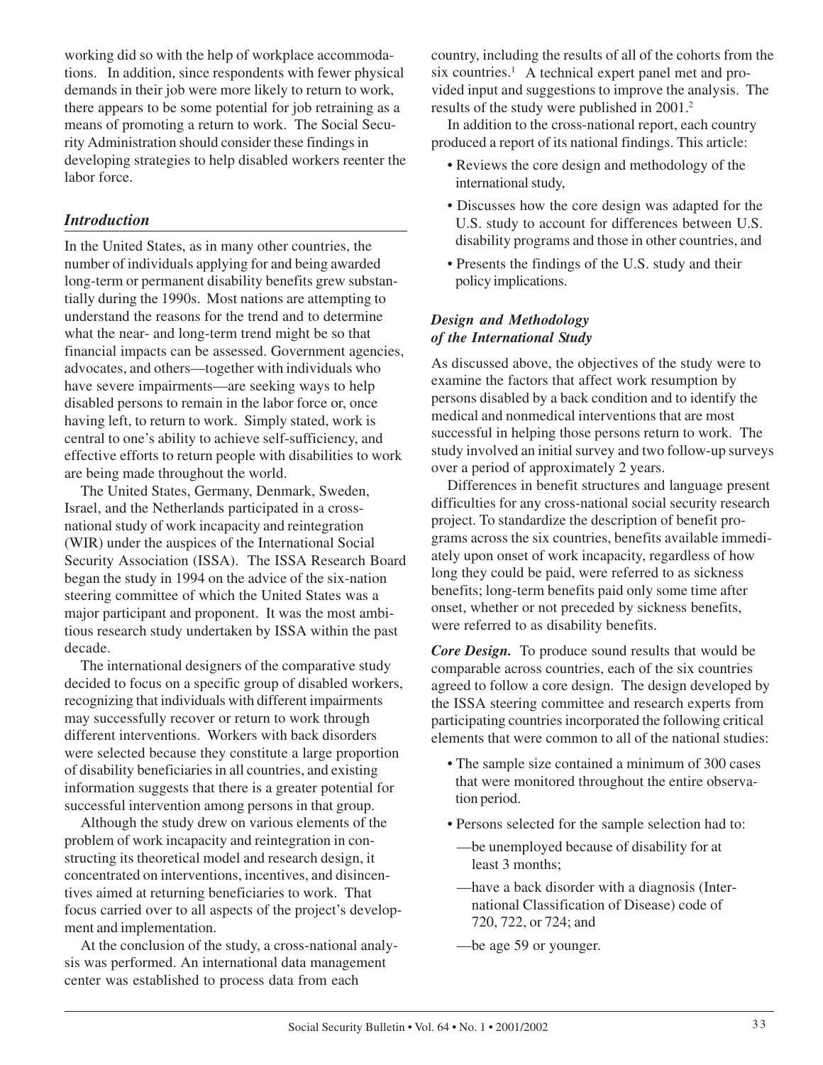working did so with the help of workplace accommodations. In addition, since respondents with fewer physical demands in their job were more likely to return to work, there appears to be some potential for job retraining as a means of promoting a return to work. The Social Security Administration should consider these findings in developing strategies to help disabled workers reenter the labor force.

## *Introduction*

In the United States, as in many other countries, the number of individuals applying for and being awarded long-term or permanent disability benefits grew substantially during the 1990s. Most nations are attempting to understand the reasons for the trend and to determine what the near- and long-term trend might be so that financial impacts can be assessed. Government agencies, advocates, and others—together with individuals who have severe impairments—are seeking ways to help disabled persons to remain in the labor force or, once having left, to return to work. Simply stated, work is central to one's ability to achieve self-sufficiency, and effective efforts to return people with disabilities to work are being made throughout the world.

The United States, Germany, Denmark, Sweden, Israel, and the Netherlands participated in a cross-national study of work incapacity and reintegration (WIR) under the auspices of the International Social Security Association (ISSA). The ISSA Research Board began the study in 1994 on the advice of the six-nation steering committee of which the United States was a major participant and proponent. It was the most ambitious research study undertaken by ISSA within the past decade.

The international designers of the comparative study decided to focus on a specific group of disabled workers, recognizing that individuals with different impairments may successfully recover or return to work through different interventions. Workers with back disorders were selected because they constitute a large proportion of disability beneficiaries in all countries, and existing information suggests that there is a greater potential for successful intervention among persons in that group.

Although the study drew on various elements of the problem of work incapacity and reintegration in constructing its theoretical model and research design, it concentrated on interventions, incentives, and disincentives aimed at returning beneficiaries to work. That focus carried over to all aspects of the project's development and implementation.

At the conclusion of the study, a cross-national analysis was performed. An international data management center was established to process data from each country, including the results of all of the cohorts from the six countries.[1] A technical expert panel met and provided input and suggestions to improve the analysis. The results of the study were published in 2001.[2]

In addition to the cross-national report, each country produced a report of its national findings. This article:

- Reviews the core design and methodology of the international study,
- Discusses how the core design was adapted for the U.S. study to account for differences between U.S. disability programs and those in other countries, and
- Presents the findings of the U.S. study and their policy implications.

### *Design and Methodology of the International Study*

As discussed above, the objectives of the study were to examine the factors that affect work resumption by persons disabled by a back condition and to identify the medical and nonmedical interventions that are most successful in helping those persons return to work. The study involved an initial survey and two follow-up surveys over a period of approximately 2 years.

Differences in benefit structures and language present difficulties for any cross-national social security research project. To standardize the description of benefit programs across the six countries, benefits available immediately upon onset of work incapacity, regardless of how long they could be paid, were referred to as sickness benefits; long-term benefits paid only some time after onset, whether or not preceded by sickness benefits, were referred to as disability benefits.

***Core Design.*** To produce sound results that would be comparable across countries, each of the six countries agreed to follow a core design. The design developed by the ISSA steering committee and research experts from participating countries incorporated the following critical elements that were common to all of the national studies:

- The sample size contained a minimum of 300 cases that were monitored throughout the entire observation period.
- Persons selected for the sample selection had to:
  - —be unemployed because of disability for at least 3 months;
  - —have a back disorder with a diagnosis (International Classification of Disease) code of 720, 722, or 724; and
  - —be age 59 or younger.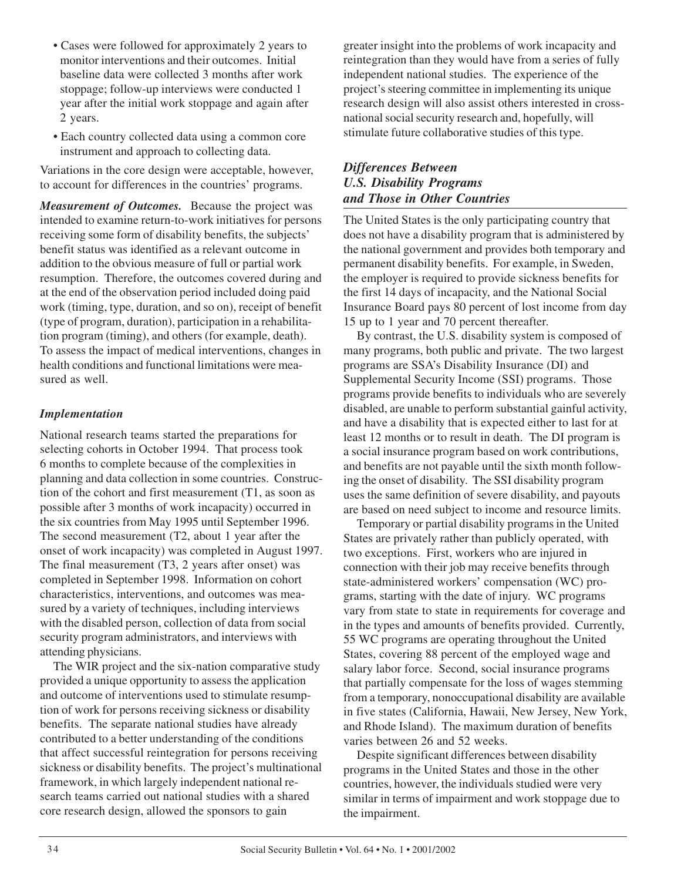- Cases were followed for approximately 2 years to monitor interventions and their outcomes. Initial baseline data were collected 3 months after work stoppage; follow-up interviews were conducted 1 year after the initial work stoppage and again after 2 years.
- Each country collected data using a common core instrument and approach to collecting data.

Variations in the core design were acceptable, however, to account for differences in the countries' programs.

***Measurement of Outcomes.*** Because the project was intended to examine return-to-work initiatives for persons receiving some form of disability benefits, the subjects' benefit status was identified as a relevant outcome in addition to the obvious measure of full or partial work resumption. Therefore, the outcomes covered during and at the end of the observation period included doing paid work (timing, type, duration, and so on), receipt of benefit (type of program, duration), participation in a rehabilitation program (timing), and others (for example, death). To assess the impact of medical interventions, changes in health conditions and functional limitations were measured as well.

### *Implementation*

National research teams started the preparations for selecting cohorts in October 1994. That process took 6 months to complete because of the complexities in planning and data collection in some countries. Construction of the cohort and first measurement (T1, as soon as possible after 3 months of work incapacity) occurred in the six countries from May 1995 until September 1996. The second measurement (T2, about 1 year after the onset of work incapacity) was completed in August 1997. The final measurement (T3, 2 years after onset) was completed in September 1998. Information on cohort characteristics, interventions, and outcomes was measured by a variety of techniques, including interviews with the disabled person, collection of data from social security program administrators, and interviews with attending physicians.

The WIR project and the six-nation comparative study provided a unique opportunity to assess the application and outcome of interventions used to stimulate resumption of work for persons receiving sickness or disability benefits. The separate national studies have already contributed to a better understanding of the conditions that affect successful reintegration for persons receiving sickness or disability benefits. The project's multinational framework, in which largely independent national research teams carried out national studies with a shared core research design, allowed the sponsors to gain greater insight into the problems of work incapacity and reintegration than they would have from a series of fully independent national studies. The experience of the project's steering committee in implementing its unique research design will also assist others interested in cross-national social security research and, hopefully, will stimulate future collaborative studies of this type.

### *Differences Between U.S. Disability Programs and Those in Other Countries*

The United States is the only participating country that does not have a disability program that is administered by the national government and provides both temporary and permanent disability benefits. For example, in Sweden, the employer is required to provide sickness benefits for the first 14 days of incapacity, and the National Social Insurance Board pays 80 percent of lost income from day 15 up to 1 year and 70 percent thereafter.

By contrast, the U.S. disability system is composed of many programs, both public and private. The two largest programs are SSA's Disability Insurance (DI) and Supplemental Security Income (SSI) programs. Those programs provide benefits to individuals who are severely disabled, are unable to perform substantial gainful activity, and have a disability that is expected either to last for at least 12 months or to result in death. The DI program is a social insurance program based on work contributions, and benefits are not payable until the sixth month following the onset of disability. The SSI disability program uses the same definition of severe disability, and payouts are based on need subject to income and resource limits.

Temporary or partial disability programs in the United States are privately rather than publicly operated, with two exceptions. First, workers who are injured in connection with their job may receive benefits through state-administered workers' compensation (WC) programs, starting with the date of injury. WC programs vary from state to state in requirements for coverage and in the types and amounts of benefits provided. Currently, 55 WC programs are operating throughout the United States, covering 88 percent of the employed wage and salary labor force. Second, social insurance programs that partially compensate for the loss of wages stemming from a temporary, nonoccupational disability are available in five states (California, Hawaii, New Jersey, New York, and Rhode Island). The maximum duration of benefits varies between 26 and 52 weeks.

Despite significant differences between disability programs in the United States and those in the other countries, however, the individuals studied were very similar in terms of impairment and work stoppage due to the impairment.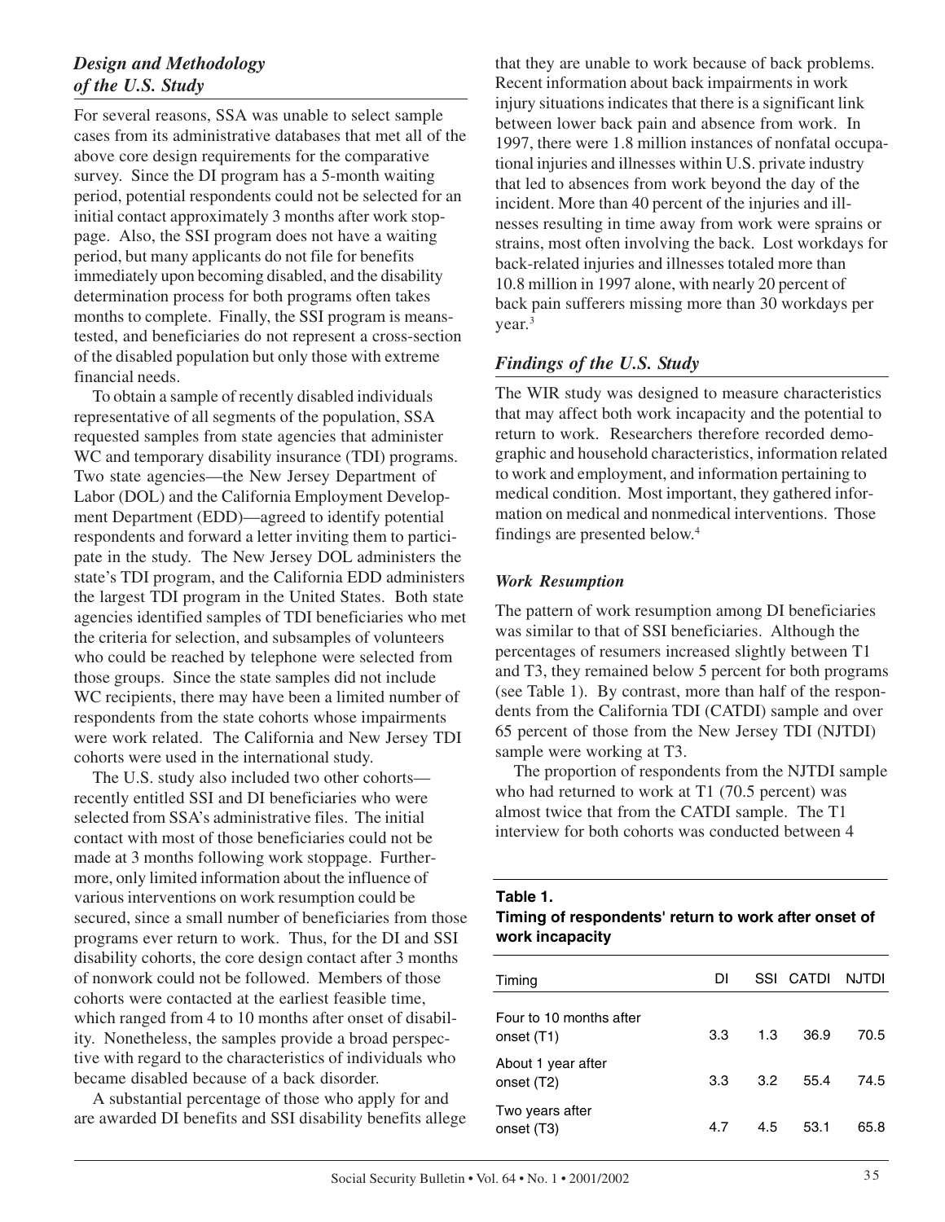### *Design and Methodology of the U.S. Study*

For several reasons, SSA was unable to select sample cases from its administrative databases that met all of the above core design requirements for the comparative survey. Since the DI program has a 5-month waiting period, potential respondents could not be selected for an initial contact approximately 3 months after work stoppage. Also, the SSI program does not have a waiting period, but many applicants do not file for benefits immediately upon becoming disabled, and the disability determination process for both programs often takes months to complete. Finally, the SSI program is means-tested, and beneficiaries do not represent a cross-section of the disabled population but only those with extreme financial needs.

To obtain a sample of recently disabled individuals representative of all segments of the population, SSA requested samples from state agencies that administer WC and temporary disability insurance (TDI) programs. Two state agencies—the New Jersey Department of Labor (DOL) and the California Employment Development Department (EDD)—agreed to identify potential respondents and forward a letter inviting them to participate in the study. The New Jersey DOL administers the state's TDI program, and the California EDD administers the largest TDI program in the United States. Both state agencies identified samples of TDI beneficiaries who met the criteria for selection, and subsamples of volunteers who could be reached by telephone were selected from those groups. Since the state samples did not include WC recipients, there may have been a limited number of respondents from the state cohorts whose impairments were work related. The California and New Jersey TDI cohorts were used in the international study.

The U.S. study also included two other cohorts—recently entitled SSI and DI beneficiaries who were selected from SSA's administrative files. The initial contact with most of those beneficiaries could not be made at 3 months following work stoppage. Furthermore, only limited information about the influence of various interventions on work resumption could be secured, since a small number of beneficiaries from those programs ever return to work. Thus, for the DI and SSI disability cohorts, the core design contact after 3 months of nonwork could not be followed. Members of those cohorts were contacted at the earliest feasible time, which ranged from 4 to 10 months after onset of disability. Nonetheless, the samples provide a broad perspective with regard to the characteristics of individuals who became disabled because of a back disorder.

A substantial percentage of those who apply for and are awarded DI benefits and SSI disability benefits allege that they are unable to work because of back problems. Recent information about back impairments in work injury situations indicates that there is a significant link between lower back pain and absence from work. In 1997, there were 1.8 million instances of nonfatal occupational injuries and illnesses within U.S. private industry that led to absences from work beyond the day of the incident. More than 40 percent of the injuries and illnesses resulting in time away from work were sprains or strains, most often involving the back. Lost workdays for back-related injuries and illnesses totaled more than 10.8 million in 1997 alone, with nearly 20 percent of back pain sufferers missing more than 30 workdays per year.[3]

### *Findings of the U.S. Study*

The WIR study was designed to measure characteristics that may affect both work incapacity and the potential to return to work. Researchers therefore recorded demographic and household characteristics, information related to work and employment, and information pertaining to medical condition. Most important, they gathered information on medical and nonmedical interventions. Those findings are presented below.[4]

#### *Work Resumption*

The pattern of work resumption among DI beneficiaries was similar to that of SSI beneficiaries. Although the percentages of resumers increased slightly between T1 and T3, they remained below 5 percent for both programs (see Table 1). By contrast, more than half of the respondents from the California TDI (CATDI) sample and over 65 percent of those from the New Jersey TDI (NJTDI) sample were working at T3.

The proportion of respondents from the NJTDI sample who had returned to work at T1 (70.5 percent) was almost twice that from the CATDI sample. The T1 interview for both cohorts was conducted between 4

**Table 1.**
**Timing of respondents' return to work after onset of work incapacity**

| Timing | DI | SSI | CATDI | NJTDI |
|---|---|---|---|---|
| Four to 10 months after onset (T1) | 3.3 | 1.3 | 36.9 | 70.5 |
| About 1 year after onset (T2) | 3.3 | 3.2 | 55.4 | 74.5 |
| Two years after onset (T3) | 4.7 | 4.5 | 53.1 | 65.8 |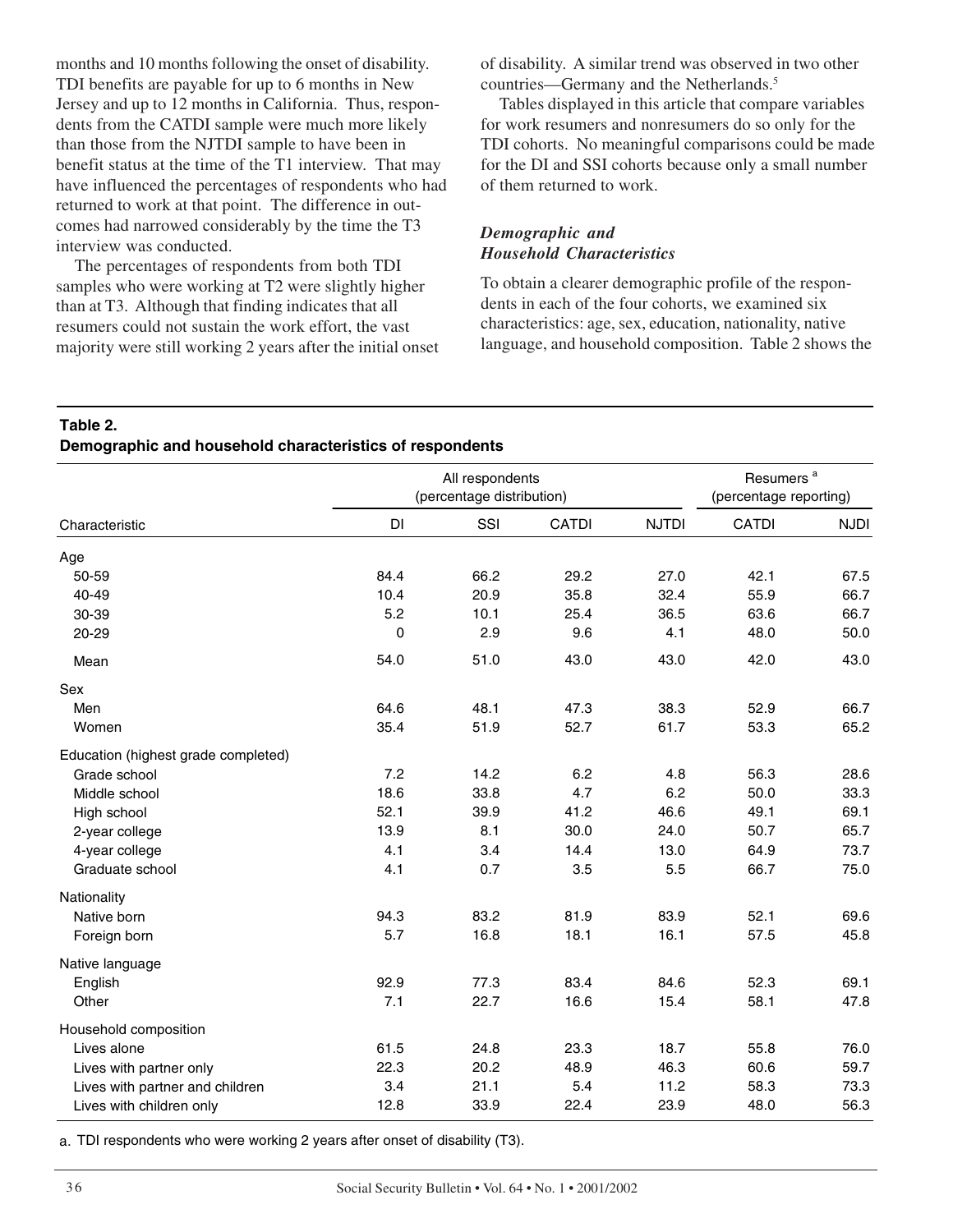months and 10 months following the onset of disability. TDI benefits are payable for up to 6 months in New Jersey and up to 12 months in California. Thus, respondents from the CATDI sample were much more likely than those from the NJTDI sample to have been in benefit status at the time of the T1 interview. That may have influenced the percentages of respondents who had returned to work at that point. The difference in outcomes had narrowed considerably by the time the T3 interview was conducted.

The percentages of respondents from both TDI samples who were working at T2 were slightly higher than at T3. Although that finding indicates that all resumers could not sustain the work effort, the vast majority were still working 2 years after the initial onset of disability. A similar trend was observed in two other countries—Germany and the Netherlands.[5]

Tables displayed in this article that compare variables for work resumers and nonresumers do so only for the TDI cohorts. No meaningful comparisons could be made for the DI and SSI cohorts because only a small number of them returned to work.

### *Demographic and Household Characteristics*

To obtain a clearer demographic profile of the respondents in each of the four cohorts, we examined six characteristics: age, sex, education, nationality, native language, and household composition. Table 2 shows the

**Table 2.**
**Demographic and household characteristics of respondents**

| Characteristic | All respondents (percentage distribution) | | | | Resumers [a] (percentage reporting) | |
|---|---|---|---|---|---|---|
| | DI | SSI | CATDI | NJTDI | CATDI | NJDI |
| **Age** | | | | | | |
| 50-59 | 84.4 | 66.2 | 29.2 | 27.0 | 42.1 | 67.5 |
| 40-49 | 10.4 | 20.9 | 35.8 | 32.4 | 55.9 | 66.7 |
| 30-39 | 5.2 | 10.1 | 25.4 | 36.5 | 63.6 | 66.7 |
| 20-29 | 0 | 2.9 | 9.6 | 4.1 | 48.0 | 50.0 |
| Mean | 54.0 | 51.0 | 43.0 | 43.0 | 42.0 | 43.0 |
| **Sex** | | | | | | |
| Men | 64.6 | 48.1 | 47.3 | 38.3 | 52.9 | 66.7 |
| Women | 35.4 | 51.9 | 52.7 | 61.7 | 53.3 | 65.2 |
| **Education (highest grade completed)** | | | | | | |
| Grade school | 7.2 | 14.2 | 6.2 | 4.8 | 56.3 | 28.6 |
| Middle school | 18.6 | 33.8 | 4.7 | 6.2 | 50.0 | 33.3 |
| High school | 52.1 | 39.9 | 41.2 | 46.6 | 49.1 | 69.1 |
| 2-year college | 13.9 | 8.1 | 30.0 | 24.0 | 50.7 | 65.7 |
| 4-year college | 4.1 | 3.4 | 14.4 | 13.0 | 64.9 | 73.7 |
| Graduate school | 4.1 | 0.7 | 3.5 | 5.5 | 66.7 | 75.0 |
| **Nationality** | | | | | | |
| Native born | 94.3 | 83.2 | 81.9 | 83.9 | 52.1 | 69.6 |
| Foreign born | 5.7 | 16.8 | 18.1 | 16.1 | 57.5 | 45.8 |
| **Native language** | | | | | | |
| English | 92.9 | 77.3 | 83.4 | 84.6 | 52.3 | 69.1 |
| Other | 7.1 | 22.7 | 16.6 | 15.4 | 58.1 | 47.8 |
| **Household composition** | | | | | | |
| Lives alone | 61.5 | 24.8 | 23.3 | 18.7 | 55.8 | 76.0 |
| Lives with partner only | 22.3 | 20.2 | 48.9 | 46.3 | 60.6 | 59.7 |
| Lives with partner and children | 3.4 | 21.1 | 5.4 | 11.2 | 58.3 | 73.3 |
| Lives with children only | 12.8 | 33.9 | 22.4 | 23.9 | 48.0 | 56.3 |

a. TDI respondents who were working 2 years after onset of disability (T3).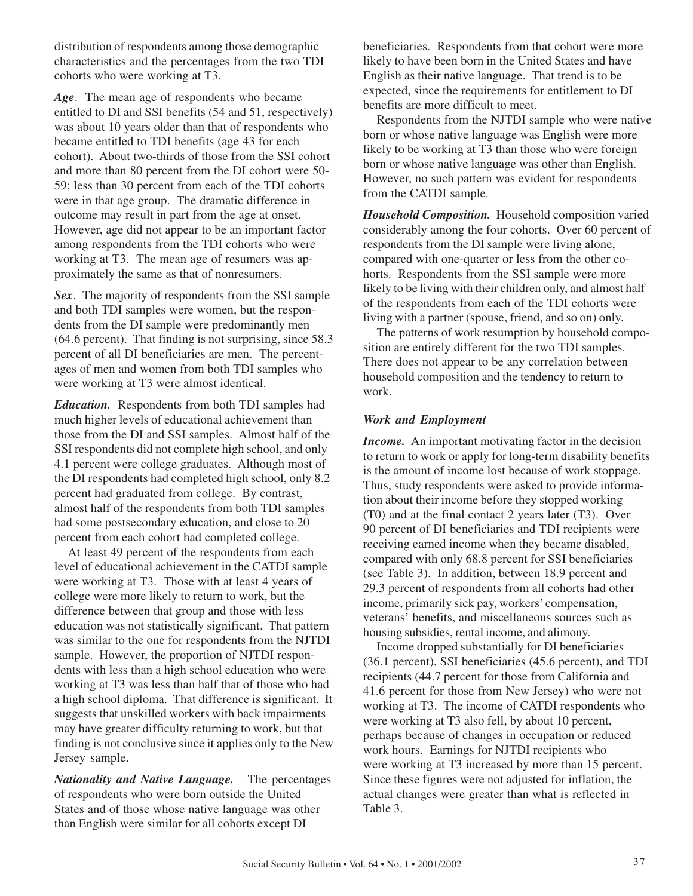distribution of respondents among those demographic characteristics and the percentages from the two TDI cohorts who were working at T3.

***Age***. The mean age of respondents who became entitled to DI and SSI benefits (54 and 51, respectively) was about 10 years older than that of respondents who became entitled to TDI benefits (age 43 for each cohort). About two-thirds of those from the SSI cohort and more than 80 percent from the DI cohort were 50-59; less than 30 percent from each of the TDI cohorts were in that age group. The dramatic difference in outcome may result in part from the age at onset. However, age did not appear to be an important factor among respondents from the TDI cohorts who were working at T3. The mean age of resumers was approximately the same as that of nonresumers.

***Sex***. The majority of respondents from the SSI sample and both TDI samples were women, but the respondents from the DI sample were predominantly men (64.6 percent). That finding is not surprising, since 58.3 percent of all DI beneficiaries are men. The percentages of men and women from both TDI samples who were working at T3 were almost identical.

***Education.*** Respondents from both TDI samples had much higher levels of educational achievement than those from the DI and SSI samples. Almost half of the SSI respondents did not complete high school, and only 4.1 percent were college graduates. Although most of the DI respondents had completed high school, only 8.2 percent had graduated from college. By contrast, almost half of the respondents from both TDI samples had some postsecondary education, and close to 20 percent from each cohort had completed college.

At least 49 percent of the respondents from each level of educational achievement in the CATDI sample were working at T3. Those with at least 4 years of college were more likely to return to work, but the difference between that group and those with less education was not statistically significant. That pattern was similar to the one for respondents from the NJTDI sample. However, the proportion of NJTDI respondents with less than a high school education who were working at T3 was less than half that of those who had a high school diploma. That difference is significant. It suggests that unskilled workers with back impairments may have greater difficulty returning to work, but that finding is not conclusive since it applies only to the New Jersey sample.

***Nationality and Native Language.*** The percentages of respondents who were born outside the United States and of those whose native language was other than English were similar for all cohorts except DI beneficiaries. Respondents from that cohort were more likely to have been born in the United States and have English as their native language. That trend is to be expected, since the requirements for entitlement to DI benefits are more difficult to meet.

Respondents from the NJTDI sample who were native born or whose native language was English were more likely to be working at T3 than those who were foreign born or whose native language was other than English. However, no such pattern was evident for respondents from the CATDI sample.

***Household Composition.*** Household composition varied considerably among the four cohorts. Over 60 percent of respondents from the DI sample were living alone, compared with one-quarter or less from the other cohorts. Respondents from the SSI sample were more likely to be living with their children only, and almost half of the respondents from each of the TDI cohorts were living with a partner (spouse, friend, and so on) only.

The patterns of work resumption by household composition are entirely different for the two TDI samples. There does not appear to be any correlation between household composition and the tendency to return to work.

### *Work and Employment*

***Income.*** An important motivating factor in the decision to return to work or apply for long-term disability benefits is the amount of income lost because of work stoppage. Thus, study respondents were asked to provide information about their income before they stopped working (T0) and at the final contact 2 years later (T3). Over 90 percent of DI beneficiaries and TDI recipients were receiving earned income when they became disabled, compared with only 68.8 percent for SSI beneficiaries (see Table 3). In addition, between 18.9 percent and 29.3 percent of respondents from all cohorts had other income, primarily sick pay, workers' compensation, veterans' benefits, and miscellaneous sources such as housing subsidies, rental income, and alimony.

Income dropped substantially for DI beneficiaries (36.1 percent), SSI beneficiaries (45.6 percent), and TDI recipients (44.7 percent for those from California and 41.6 percent for those from New Jersey) who were not working at T3. The income of CATDI respondents who were working at T3 also fell, by about 10 percent, perhaps because of changes in occupation or reduced work hours. Earnings for NJTDI recipients who were working at T3 increased by more than 15 percent. Since these figures were not adjusted for inflation, the actual changes were greater than what is reflected in Table 3.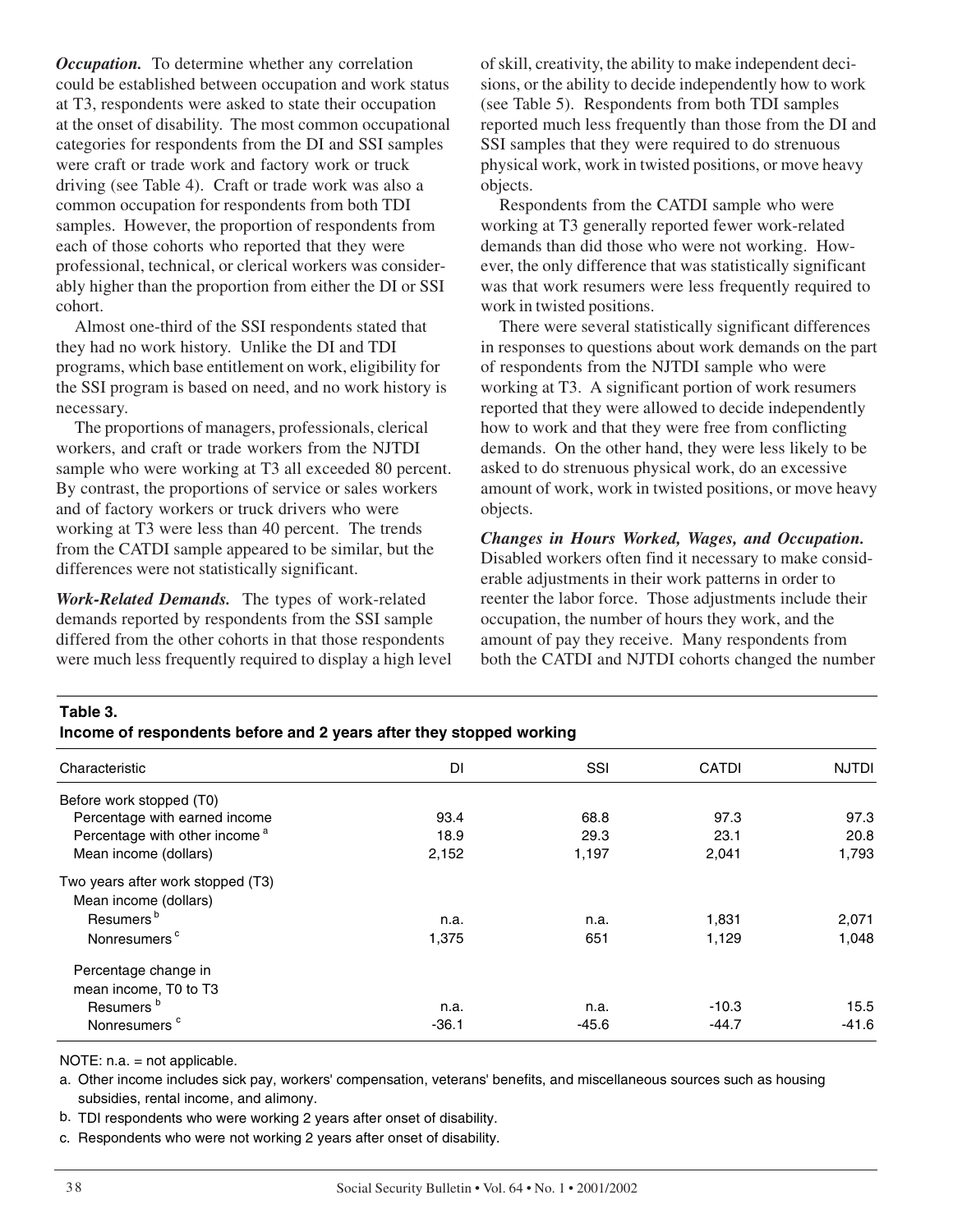*Occupation.* To determine whether any correlation could be established between occupation and work status at T3, respondents were asked to state their occupation at the onset of disability. The most common occupational categories for respondents from the DI and SSI samples were craft or trade work and factory work or truck driving (see Table 4). Craft or trade work was also a common occupation for respondents from both TDI samples. However, the proportion of respondents from each of those cohorts who reported that they were professional, technical, or clerical workers was considerably higher than the proportion from either the DI or SSI cohort.

Almost one-third of the SSI respondents stated that they had no work history. Unlike the DI and TDI programs, which base entitlement on work, eligibility for the SSI program is based on need, and no work history is necessary.

The proportions of managers, professionals, clerical workers, and craft or trade workers from the NJTDI sample who were working at T3 all exceeded 80 percent. By contrast, the proportions of service or sales workers and of factory workers or truck drivers who were working at T3 were less than 40 percent. The trends from the CATDI sample appeared to be similar, but the differences were not statistically significant.

*Work-Related Demands.* The types of work-related demands reported by respondents from the SSI sample differed from the other cohorts in that those respondents were much less frequently required to display a high level of skill, creativity, the ability to make independent decisions, or the ability to decide independently how to work (see Table 5). Respondents from both TDI samples reported much less frequently than those from the DI and SSI samples that they were required to do strenuous physical work, work in twisted positions, or move heavy objects.

Respondents from the CATDI sample who were working at T3 generally reported fewer work-related demands than did those who were not working. However, the only difference that was statistically significant was that work resumers were less frequently required to work in twisted positions.

There were several statistically significant differences in responses to questions about work demands on the part of respondents from the NJTDI sample who were working at T3. A significant portion of work resumers reported that they were allowed to decide independently how to work and that they were free from conflicting demands. On the other hand, they were less likely to be asked to do strenuous physical work, do an excessive amount of work, work in twisted positions, or move heavy objects.

*Changes in Hours Worked, Wages, and Occupation.* Disabled workers often find it necessary to make considerable adjustments in their work patterns in order to reenter the labor force. Those adjustments include their occupation, the number of hours they work, and the amount of pay they receive. Many respondents from both the CATDI and NJTDI cohorts changed the number

**Table 3.**
**Income of respondents before and 2 years after they stopped working**

| Characteristic | DI | SSI | CATDI | NJTDI |
|---|---|---|---|---|
| Before work stopped (T0) | | | | |
| Percentage with earned income | 93.4 | 68.8 | 97.3 | 97.3 |
| Percentage with other income [a] | 18.9 | 29.3 | 23.1 | 20.8 |
| Mean income (dollars) | 2,152 | 1,197 | 2,041 | 1,793 |
| Two years after work stopped (T3) | | | | |
| Mean income (dollars) | | | | |
| Resumers [b] | n.a. | n.a. | 1,831 | 2,071 |
| Nonresumers [c] | 1,375 | 651 | 1,129 | 1,048 |
| Percentage change in mean income, T0 to T3 | | | | |
| Resumers [b] | n.a. | n.a. | -10.3 | 15.5 |
| Nonresumers [c] | -36.1 | -45.6 | -44.7 | -41.6 |

NOTE: n.a. = not applicable.

a. Other income includes sick pay, workers' compensation, veterans' benefits, and miscellaneous sources such as housing subsidies, rental income, and alimony.

b. TDI respondents who were working 2 years after onset of disability.

c. Respondents who were not working 2 years after onset of disability.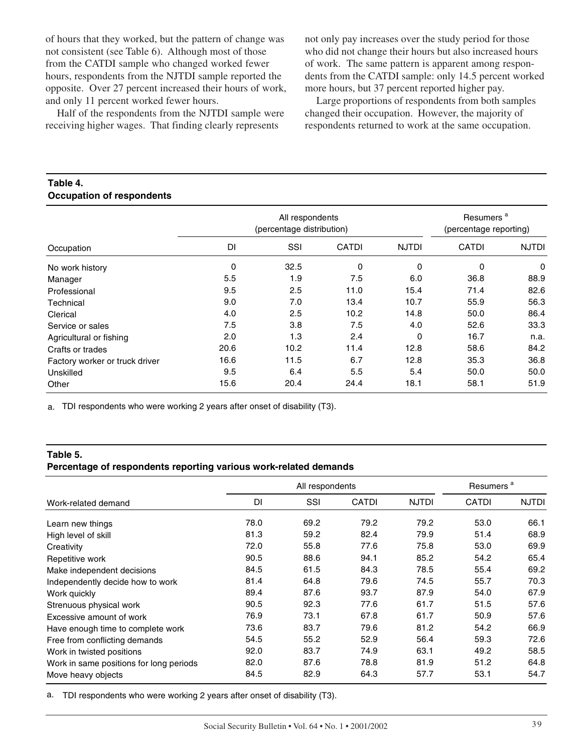of hours that they worked, but the pattern of change was not consistent (see Table 6). Although most of those from the CATDI sample who changed worked fewer hours, respondents from the NJTDI sample reported the opposite. Over 27 percent increased their hours of work, and only 11 percent worked fewer hours.

Half of the respondents from the NJTDI sample were receiving higher wages. That finding clearly represents not only pay increases over the study period for those who did not change their hours but also increased hours of work. The same pattern is apparent among respondents from the CATDI sample: only 14.5 percent worked more hours, but 37 percent reported higher pay.

Large proportions of respondents from both samples changed their occupation. However, the majority of respondents returned to work at the same occupation.

**Table 4.**
**Occupation of respondents**

| | All respondents (percentage distribution) | | | | Resumers [a] (percentage reporting) | |
|---|---|---|---|---|---|---|
| Occupation | DI | SSI | CATDI | NJTDI | CATDI | NJTDI |
| No work history | 0 | 32.5 | 0 | 0 | 0 | 0 |
| Manager | 5.5 | 1.9 | 7.5 | 6.0 | 36.8 | 88.9 |
| Professional | 9.5 | 2.5 | 11.0 | 15.4 | 71.4 | 82.6 |
| Technical | 9.0 | 7.0 | 13.4 | 10.7 | 55.9 | 56.3 |
| Clerical | 4.0 | 2.5 | 10.2 | 14.8 | 50.0 | 86.4 |
| Service or sales | 7.5 | 3.8 | 7.5 | 4.0 | 52.6 | 33.3 |
| Agricultural or fishing | 2.0 | 1.3 | 2.4 | 0 | 16.7 | n.a. |
| Crafts or trades | 20.6 | 10.2 | 11.4 | 12.8 | 58.6 | 84.2 |
| Factory worker or truck driver | 16.6 | 11.5 | 6.7 | 12.8 | 35.3 | 36.8 |
| Unskilled | 9.5 | 6.4 | 5.5 | 5.4 | 50.0 | 50.0 |
| Other | 15.6 | 20.4 | 24.4 | 18.1 | 58.1 | 51.9 |

a. TDI respondents who were working 2 years after onset of disability (T3).

**Table 5.**
**Percentage of respondents reporting various work-related demands**

| | All respondents | | | | Resumers [a] | |
|---|---|---|---|---|---|---|
| Work-related demand | DI | SSI | CATDI | NJTDI | CATDI | NJTDI |
| Learn new things | 78.0 | 69.2 | 79.2 | 79.2 | 53.0 | 66.1 |
| High level of skill | 81.3 | 59.2 | 82.4 | 79.9 | 51.4 | 68.9 |
| Creativity | 72.0 | 55.8 | 77.6 | 75.8 | 53.0 | 69.9 |
| Repetitive work | 90.5 | 88.6 | 94.1 | 85.2 | 54.2 | 65.4 |
| Make independent decisions | 84.5 | 61.5 | 84.3 | 78.5 | 55.4 | 69.2 |
| Independently decide how to work | 81.4 | 64.8 | 79.6 | 74.5 | 55.7 | 70.3 |
| Work quickly | 89.4 | 87.6 | 93.7 | 87.9 | 54.0 | 67.9 |
| Strenuous physical work | 90.5 | 92.3 | 77.6 | 61.7 | 51.5 | 57.6 |
| Excessive amount of work | 76.9 | 73.1 | 67.8 | 61.7 | 50.9 | 57.6 |
| Have enough time to complete work | 73.6 | 83.7 | 79.6 | 81.2 | 54.2 | 66.9 |
| Free from conflicting demands | 54.5 | 55.2 | 52.9 | 56.4 | 59.3 | 72.6 |
| Work in twisted positions | 92.0 | 83.7 | 74.9 | 63.1 | 49.2 | 58.5 |
| Work in same positions for long periods | 82.0 | 87.6 | 78.8 | 81.9 | 51.2 | 64.8 |
| Move heavy objects | 84.5 | 82.9 | 64.3 | 57.7 | 53.1 | 54.7 |

a. TDI respondents who were working 2 years after onset of disability (T3).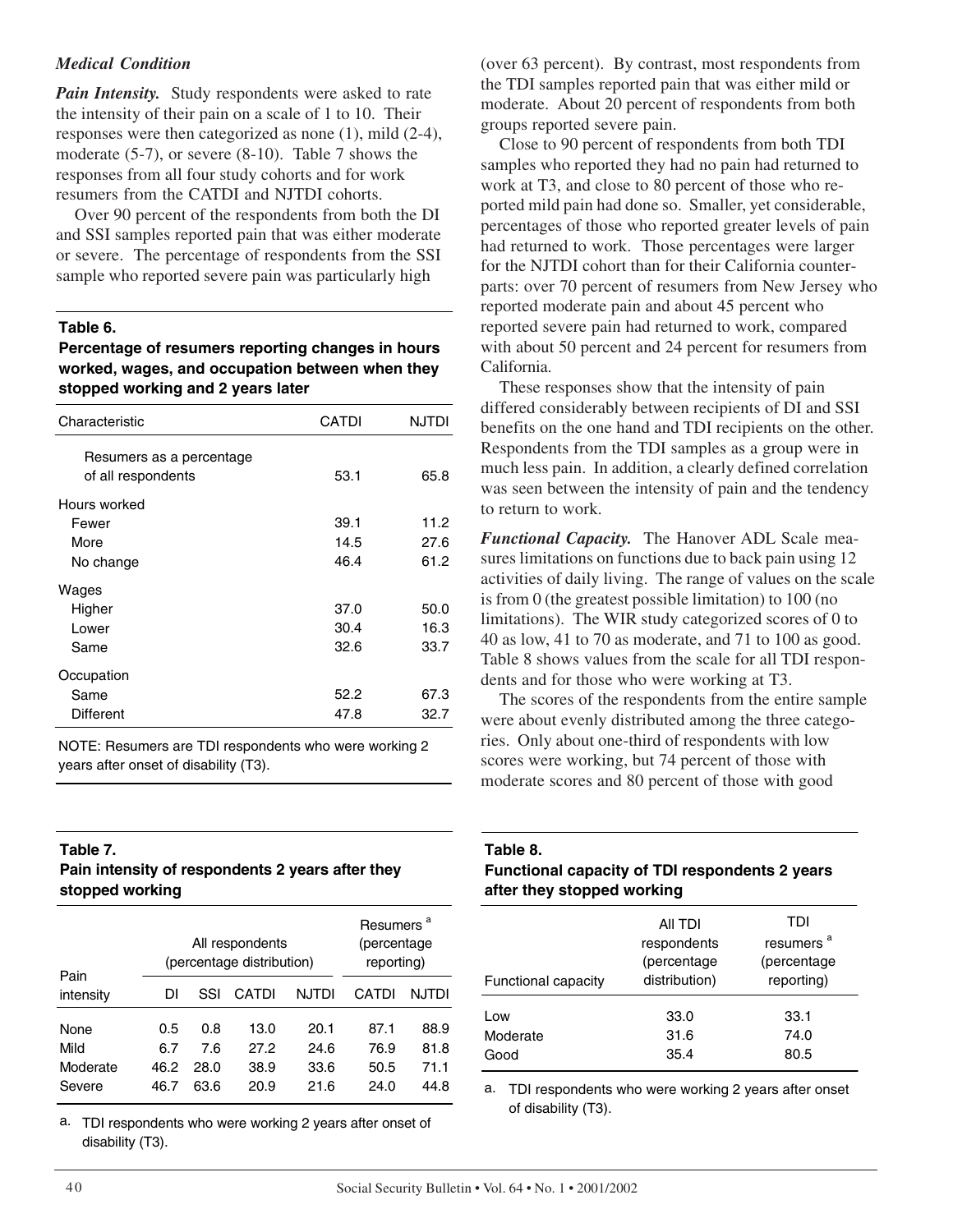### *Medical Condition*

***Pain Intensity.*** Study respondents were asked to rate the intensity of their pain on a scale of 1 to 10. Their responses were then categorized as none (1), mild (2-4), moderate (5-7), or severe (8-10). Table 7 shows the responses from all four study cohorts and for work resumers from the CATDI and NJTDI cohorts.

Over 90 percent of the respondents from both the DI and SSI samples reported pain that was either moderate or severe. The percentage of respondents from the SSI sample who reported severe pain was particularly high (over 63 percent). By contrast, most respondents from the TDI samples reported pain that was either mild or moderate. About 20 percent of respondents from both groups reported severe pain.

Close to 90 percent of respondents from both TDI samples who reported they had no pain had returned to work at T3, and close to 80 percent of those who reported mild pain had done so. Smaller, yet considerable, percentages of those who reported greater levels of pain had returned to work. Those percentages were larger for the NJTDI cohort than for their California counterparts: over 70 percent of resumers from New Jersey who reported moderate pain and about 45 percent who reported severe pain had returned to work, compared with about 50 percent and 24 percent for resumers from California.

These responses show that the intensity of pain differed considerably between recipients of DI and SSI benefits on the one hand and TDI recipients on the other. Respondents from the TDI samples as a group were in much less pain. In addition, a clearly defined correlation was seen between the intensity of pain and the tendency to return to work.

***Functional Capacity.*** The Hanover ADL Scale measures limitations on functions due to back pain using 12 activities of daily living. The range of values on the scale is from 0 (the greatest possible limitation) to 100 (no limitations). The WIR study categorized scores of 0 to 40 as low, 41 to 70 as moderate, and 71 to 100 as good. Table 8 shows values from the scale for all TDI respondents and for those who were working at T3.

The scores of the respondents from the entire sample were about evenly distributed among the three categories. Only about one-third of respondents with low scores were working, but 74 percent of those with moderate scores and 80 percent of those with good

**Table 6.**
**Percentage of resumers reporting changes in hours worked, wages, and occupation between when they stopped working and 2 years later**

| Characteristic | CATDI | NJTDI |
|---|---|---|
| Resumers as a percentage of all respondents | 53.1 | 65.8 |
| Hours worked | | |
| Fewer | 39.1 | 11.2 |
| More | 14.5 | 27.6 |
| No change | 46.4 | 61.2 |
| Wages | | |
| Higher | 37.0 | 50.0 |
| Lower | 30.4 | 16.3 |
| Same | 32.6 | 33.7 |
| Occupation | | |
| Same | 52.2 | 67.3 |
| Different | 47.8 | 32.7 |

NOTE: Resumers are TDI respondents who were working 2 years after onset of disability (T3).

**Table 7.**
**Pain intensity of respondents 2 years after they stopped working**

| Pain intensity | All respondents (percentage distribution) | | | | Resumers [a] (percentage reporting) | |
|---|---|---|---|---|---|---|
| | DI | SSI | CATDI | NJTDI | CATDI | NJTDI |
| None | 0.5 | 0.8 | 13.0 | 20.1 | 87.1 | 88.9 |
| Mild | 6.7 | 7.6 | 27.2 | 24.6 | 76.9 | 81.8 |
| Moderate | 46.2 | 28.0 | 38.9 | 33.6 | 50.5 | 71.1 |
| Severe | 46.7 | 63.6 | 20.9 | 21.6 | 24.0 | 44.8 |

a. TDI respondents who were working 2 years after onset of disability (T3).

**Table 8.**
**Functional capacity of TDI respondents 2 years after they stopped working**

| Functional capacity | All TDI respondents (percentage distribution) | TDI resumers [a] (percentage reporting) |
|---|---|---|
| Low | 33.0 | 33.1 |
| Moderate | 31.6 | 74.0 |
| Good | 35.4 | 80.5 |

a. TDI respondents who were working 2 years after onset of disability (T3).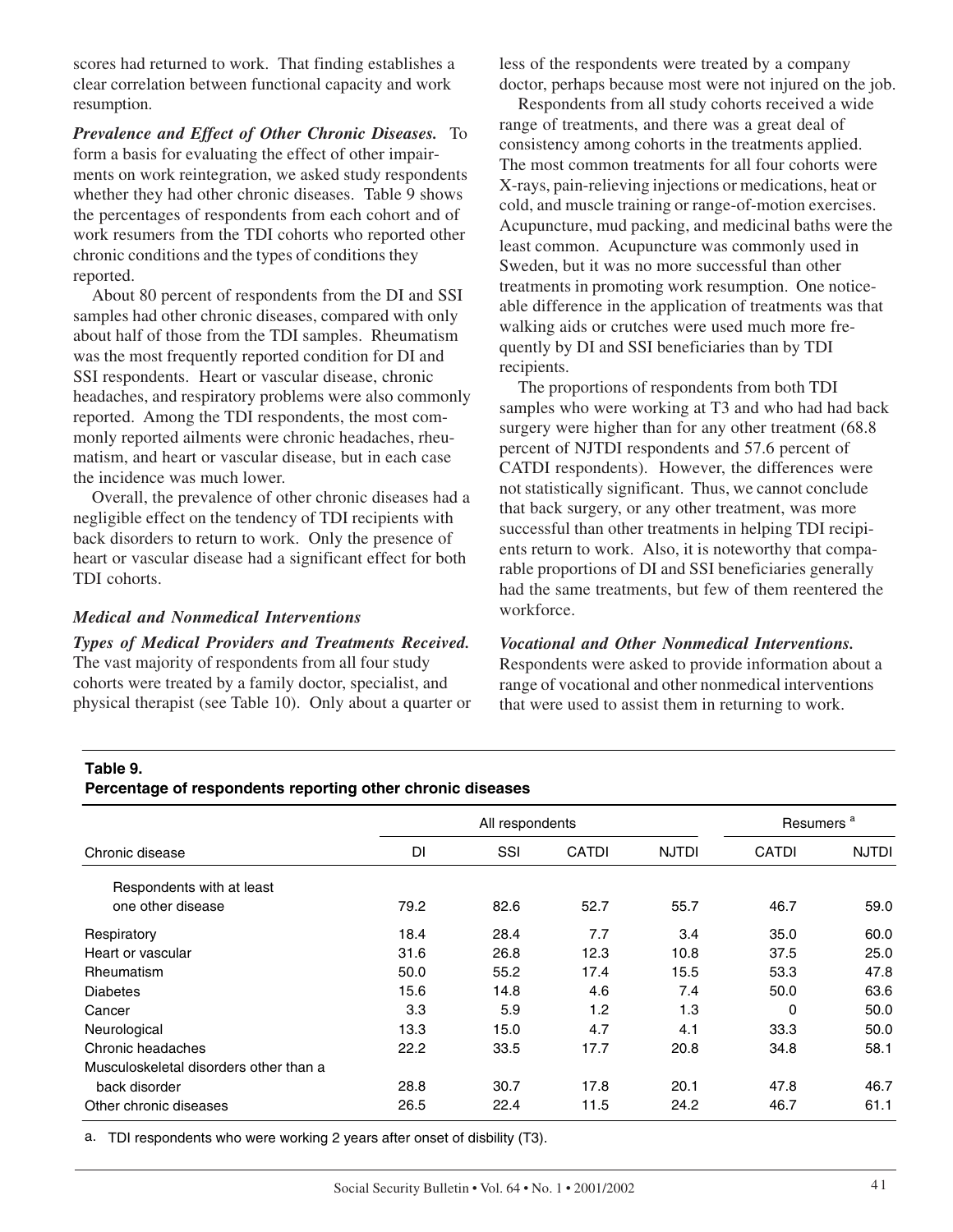scores had returned to work. That finding establishes a clear correlation between functional capacity and work resumption.

***Prevalence and Effect of Other Chronic Diseases.*** To form a basis for evaluating the effect of other impairments on work reintegration, we asked study respondents whether they had other chronic diseases. Table 9 shows the percentages of respondents from each cohort and of work resumers from the TDI cohorts who reported other chronic conditions and the types of conditions they reported.

About 80 percent of respondents from the DI and SSI samples had other chronic diseases, compared with only about half of those from the TDI samples. Rheumatism was the most frequently reported condition for DI and SSI respondents. Heart or vascular disease, chronic headaches, and respiratory problems were also commonly reported. Among the TDI respondents, the most commonly reported ailments were chronic headaches, rheumatism, and heart or vascular disease, but in each case the incidence was much lower.

Overall, the prevalence of other chronic diseases had a negligible effect on the tendency of TDI recipients with back disorders to return to work. Only the presence of heart or vascular disease had a significant effect for both TDI cohorts.

### *Medical and Nonmedical Interventions*

***Types of Medical Providers and Treatments Received.*** The vast majority of respondents from all four study cohorts were treated by a family doctor, specialist, and physical therapist (see Table 10). Only about a quarter or less of the respondents were treated by a company doctor, perhaps because most were not injured on the job.

Respondents from all study cohorts received a wide range of treatments, and there was a great deal of consistency among cohorts in the treatments applied. The most common treatments for all four cohorts were X-rays, pain-relieving injections or medications, heat or cold, and muscle training or range-of-motion exercises. Acupuncture, mud packing, and medicinal baths were the least common. Acupuncture was commonly used in Sweden, but it was no more successful than other treatments in promoting work resumption. One noticeable difference in the application of treatments was that walking aids or crutches were used much more frequently by DI and SSI beneficiaries than by TDI recipients.

The proportions of respondents from both TDI samples who were working at T3 and who had had back surgery were higher than for any other treatment (68.8 percent of NJTDI respondents and 57.6 percent of CATDI respondents). However, the differences were not statistically significant. Thus, we cannot conclude that back surgery, or any other treatment, was more successful than other treatments in helping TDI recipients return to work. Also, it is noteworthy that comparable proportions of DI and SSI beneficiaries generally had the same treatments, but few of them reentered the workforce.

***Vocational and Other Nonmedical Interventions.*** Respondents were asked to provide information about a range of vocational and other nonmedical interventions that were used to assist them in returning to work.

**Table 9.**
**Percentage of respondents reporting other chronic diseases**

| Chronic disease | All respondents | | | | Resumers [a] | |
|---|---|---|---|---|---|---|
| | DI | SSI | CATDI | NJTDI | CATDI | NJTDI |
| Respondents with at least one other disease | 79.2 | 82.6 | 52.7 | 55.7 | 46.7 | 59.0 |
| Respiratory | 18.4 | 28.4 | 7.7 | 3.4 | 35.0 | 60.0 |
| Heart or vascular | 31.6 | 26.8 | 12.3 | 10.8 | 37.5 | 25.0 |
| Rheumatism | 50.0 | 55.2 | 17.4 | 15.5 | 53.3 | 47.8 |
| Diabetes | 15.6 | 14.8 | 4.6 | 7.4 | 50.0 | 63.6 |
| Cancer | 3.3 | 5.9 | 1.2 | 1.3 | 0 | 50.0 |
| Neurological | 13.3 | 15.0 | 4.7 | 4.1 | 33.3 | 50.0 |
| Chronic headaches | 22.2 | 33.5 | 17.7 | 20.8 | 34.8 | 58.1 |
| Musculoskeletal disorders other than a back disorder | 28.8 | 30.7 | 17.8 | 20.1 | 47.8 | 46.7 |
| Other chronic diseases | 26.5 | 22.4 | 11.5 | 24.2 | 46.7 | 61.1 |

a. TDI respondents who were working 2 years after onset of disbility (T3).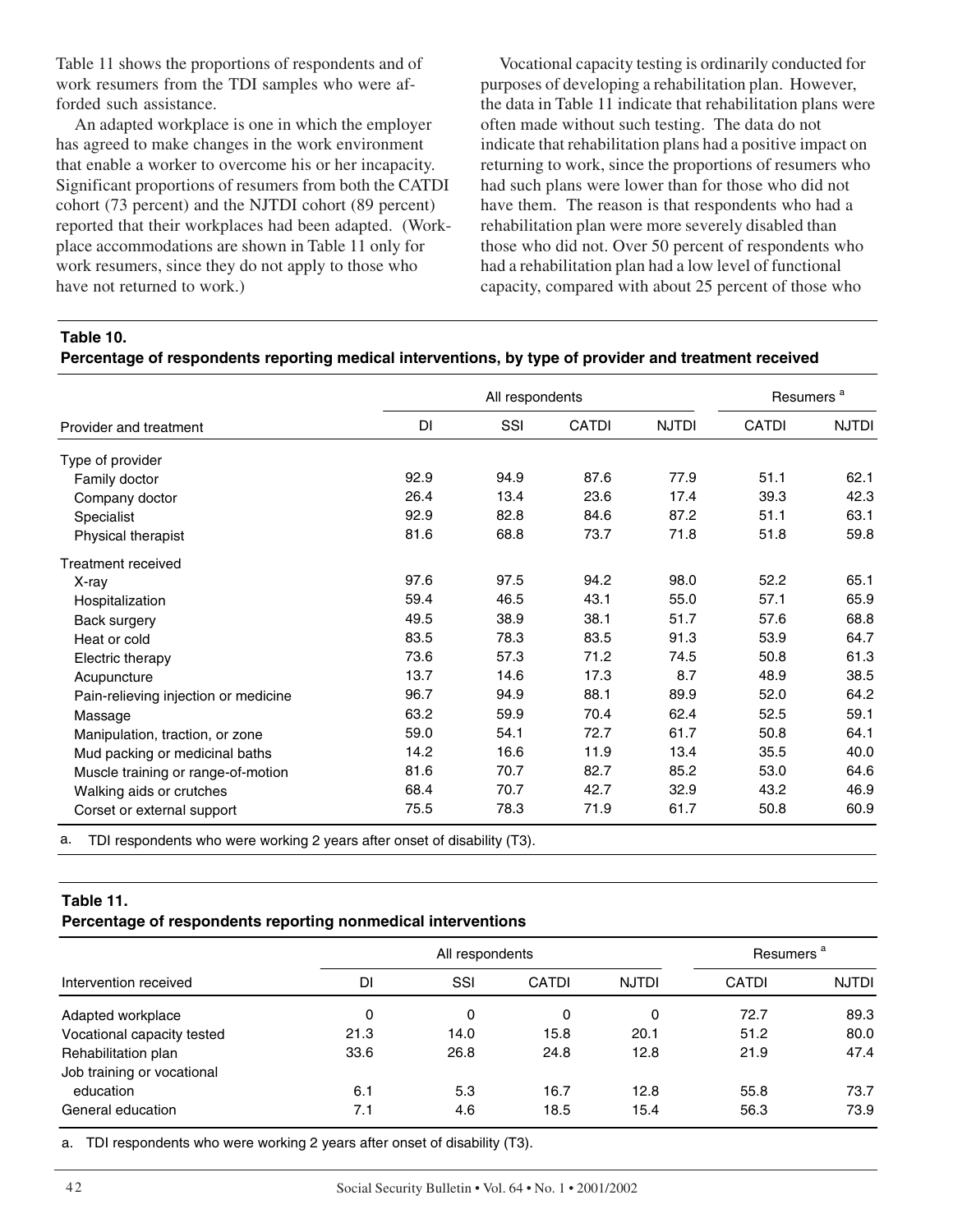Table 11 shows the proportions of respondents and of work resumers from the TDI samples who were afforded such assistance.

An adapted workplace is one in which the employer has agreed to make changes in the work environment that enable a worker to overcome his or her incapacity. Significant proportions of resumers from both the CATDI cohort (73 percent) and the NJTDI cohort (89 percent) reported that their workplaces had been adapted. (Workplace accommodations are shown in Table 11 only for work resumers, since they do not apply to those who have not returned to work.)

Vocational capacity testing is ordinarily conducted for purposes of developing a rehabilitation plan. However, the data in Table 11 indicate that rehabilitation plans were often made without such testing. The data do not indicate that rehabilitation plans had a positive impact on returning to work, since the proportions of resumers who had such plans were lower than for those who did not have them. The reason is that respondents who had a rehabilitation plan were more severely disabled than those who did not. Over 50 percent of respondents who had a rehabilitation plan had a low level of functional capacity, compared with about 25 percent of those who

**Table 10.**
**Percentage of respondents reporting medical interventions, by type of provider and treatment received**

| Provider and treatment | All respondents | | | | Resumers [a] | |
|---|---|---|---|---|---|---|
| | DI | SSI | CATDI | NJTDI | CATDI | NJTDI |
| Type of provider | | | | | | |
| Family doctor | 92.9 | 94.9 | 87.6 | 77.9 | 51.1 | 62.1 |
| Company doctor | 26.4 | 13.4 | 23.6 | 17.4 | 39.3 | 42.3 |
| Specialist | 92.9 | 82.8 | 84.6 | 87.2 | 51.1 | 63.1 |
| Physical therapist | 81.6 | 68.8 | 73.7 | 71.8 | 51.8 | 59.8 |
| Treatment received | | | | | | |
| X-ray | 97.6 | 97.5 | 94.2 | 98.0 | 52.2 | 65.1 |
| Hospitalization | 59.4 | 46.5 | 43.1 | 55.0 | 57.1 | 65.9 |
| Back surgery | 49.5 | 38.9 | 38.1 | 51.7 | 57.6 | 68.8 |
| Heat or cold | 83.5 | 78.3 | 83.5 | 91.3 | 53.9 | 64.7 |
| Electric therapy | 73.6 | 57.3 | 71.2 | 74.5 | 50.8 | 61.3 |
| Acupuncture | 13.7 | 14.6 | 17.3 | 8.7 | 48.9 | 38.5 |
| Pain-relieving injection or medicine | 96.7 | 94.9 | 88.1 | 89.9 | 52.0 | 64.2 |
| Massage | 63.2 | 59.9 | 70.4 | 62.4 | 52.5 | 59.1 |
| Manipulation, traction, or zone | 59.0 | 54.1 | 72.7 | 61.7 | 50.8 | 64.1 |
| Mud packing or medicinal baths | 14.2 | 16.6 | 11.9 | 13.4 | 35.5 | 40.0 |
| Muscle training or range-of-motion | 81.6 | 70.7 | 82.7 | 85.2 | 53.0 | 64.6 |
| Walking aids or crutches | 68.4 | 70.7 | 42.7 | 32.9 | 43.2 | 46.9 |
| Corset or external support | 75.5 | 78.3 | 71.9 | 61.7 | 50.8 | 60.9 |

a. TDI respondents who were working 2 years after onset of disability (T3).

**Table 11.**
**Percentage of respondents reporting nonmedical interventions**

| Intervention received | All respondents | | | | Resumers [a] | |
|---|---|---|---|---|---|---|
| | DI | SSI | CATDI | NJTDI | CATDI | NJTDI |
| Adapted workplace | 0 | 0 | 0 | 0 | 72.7 | 89.3 |
| Vocational capacity tested | 21.3 | 14.0 | 15.8 | 20.1 | 51.2 | 80.0 |
| Rehabilitation plan | 33.6 | 26.8 | 24.8 | 12.8 | 21.9 | 47.4 |
| Job training or vocational education | 6.1 | 5.3 | 16.7 | 12.8 | 55.8 | 73.7 |
| General education | 7.1 | 4.6 | 18.5 | 15.4 | 56.3 | 73.9 |

a. TDI respondents who were working 2 years after onset of disability (T3).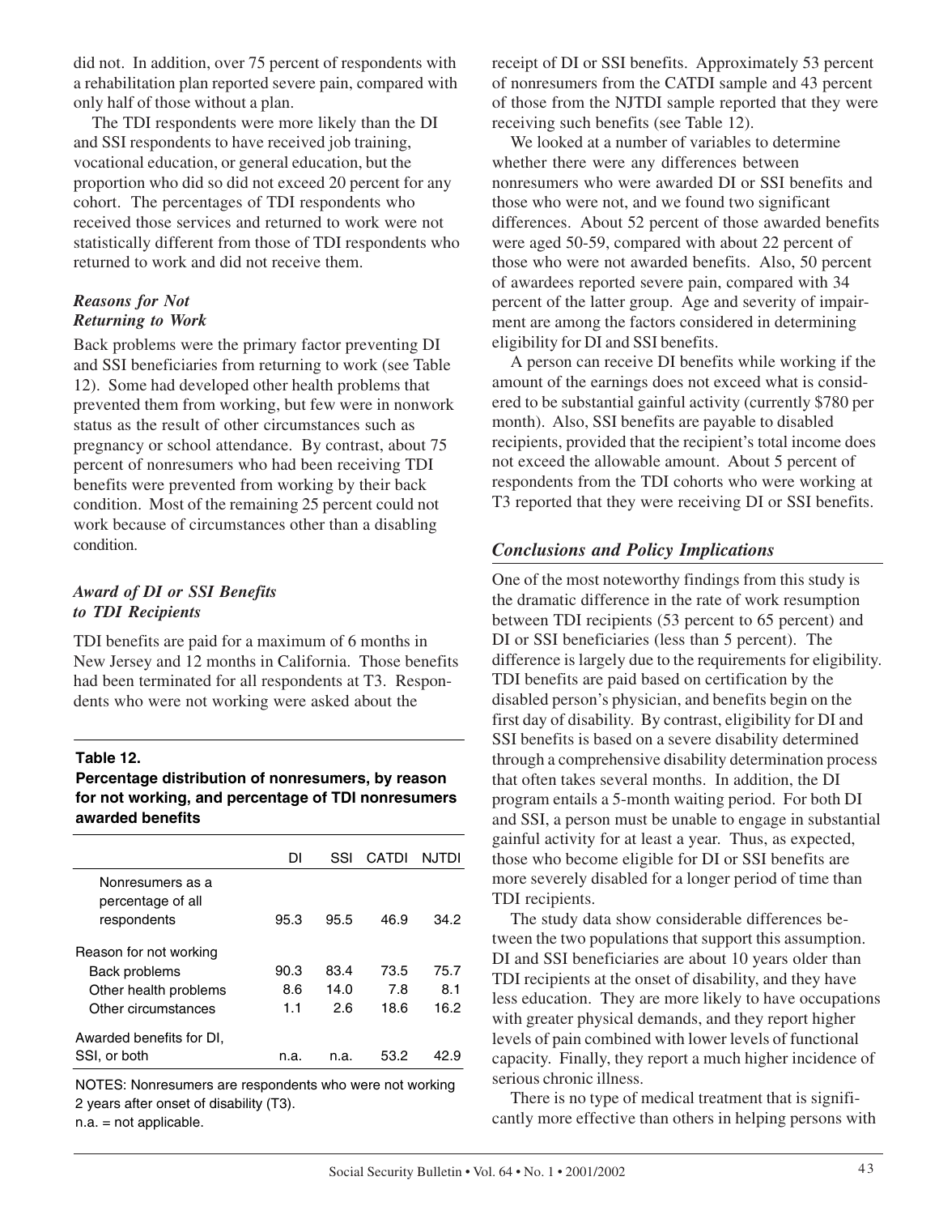did not. In addition, over 75 percent of respondents with a rehabilitation plan reported severe pain, compared with only half of those without a plan.

The TDI respondents were more likely than the DI and SSI respondents to have received job training, vocational education, or general education, but the proportion who did so did not exceed 20 percent for any cohort. The percentages of TDI respondents who received those services and returned to work were not statistically different from those of TDI respondents who returned to work and did not receive them.

### *Reasons for Not Returning to Work*

Back problems were the primary factor preventing DI and SSI beneficiaries from returning to work (see Table 12). Some had developed other health problems that prevented them from working, but few were in nonwork status as the result of other circumstances such as pregnancy or school attendance. By contrast, about 75 percent of nonresumers who had been receiving TDI benefits were prevented from working by their back condition. Most of the remaining 25 percent could not work because of circumstances other than a disabling condition.

### *Award of DI or SSI Benefits to TDI Recipients*

TDI benefits are paid for a maximum of 6 months in New Jersey and 12 months in California. Those benefits had been terminated for all respondents at T3. Respondents who were not working were asked about the receipt of DI or SSI benefits. Approximately 53 percent of nonresumers from the CATDI sample and 43 percent of those from the NJTDI sample reported that they were receiving such benefits (see Table 12).

**Table 12.**
**Percentage distribution of nonresumers, by reason for not working, and percentage of TDI nonresumers awarded benefits**

| | DI | SSI | CATDI | NJTDI |
|---|---|---|---|---|
| Nonresumers as a percentage of all respondents | 95.3 | 95.5 | 46.9 | 34.2 |
| Reason for not working | | | | |
| Back problems | 90.3 | 83.4 | 73.5 | 75.7 |
| Other health problems | 8.6 | 14.0 | 7.8 | 8.1 |
| Other circumstances | 1.1 | 2.6 | 18.6 | 16.2 |
| Awarded benefits for DI, SSI, or both | n.a. | n.a. | 53.2 | 42.9 |

NOTES: Nonresumers are respondents who were not working 2 years after onset of disability (T3).
n.a. = not applicable.

We looked at a number of variables to determine whether there were any differences between nonresumers who were awarded DI or SSI benefits and those who were not, and we found two significant differences. About 52 percent of those awarded benefits were aged 50-59, compared with about 22 percent of those who were not awarded benefits. Also, 50 percent of awardees reported severe pain, compared with 34 percent of the latter group. Age and severity of impairment are among the factors considered in determining eligibility for DI and SSI benefits.

A person can receive DI benefits while working if the amount of the earnings does not exceed what is considered to be substantial gainful activity (currently $780 per month). Also, SSI benefits are payable to disabled recipients, provided that the recipient's total income does not exceed the allowable amount. About 5 percent of respondents from the TDI cohorts who were working at T3 reported that they were receiving DI or SSI benefits.

## *Conclusions and Policy Implications*

One of the most noteworthy findings from this study is the dramatic difference in the rate of work resumption between TDI recipients (53 percent to 65 percent) and DI or SSI beneficiaries (less than 5 percent). The difference is largely due to the requirements for eligibility. TDI benefits are paid based on certification by the disabled person's physician, and benefits begin on the first day of disability. By contrast, eligibility for DI and SSI benefits is based on a severe disability determined through a comprehensive disability determination process that often takes several months. In addition, the DI program entails a 5-month waiting period. For both DI and SSI, a person must be unable to engage in substantial gainful activity for at least a year. Thus, as expected, those who become eligible for DI or SSI benefits are more severely disabled for a longer period of time than TDI recipients.

The study data show considerable differences between the two populations that support this assumption. DI and SSI beneficiaries are about 10 years older than TDI recipients at the onset of disability, and they have less education. They are more likely to have occupations with greater physical demands, and they report higher levels of pain combined with lower levels of functional capacity. Finally, they report a much higher incidence of serious chronic illness.

There is no type of medical treatment that is significantly more effective than others in helping persons with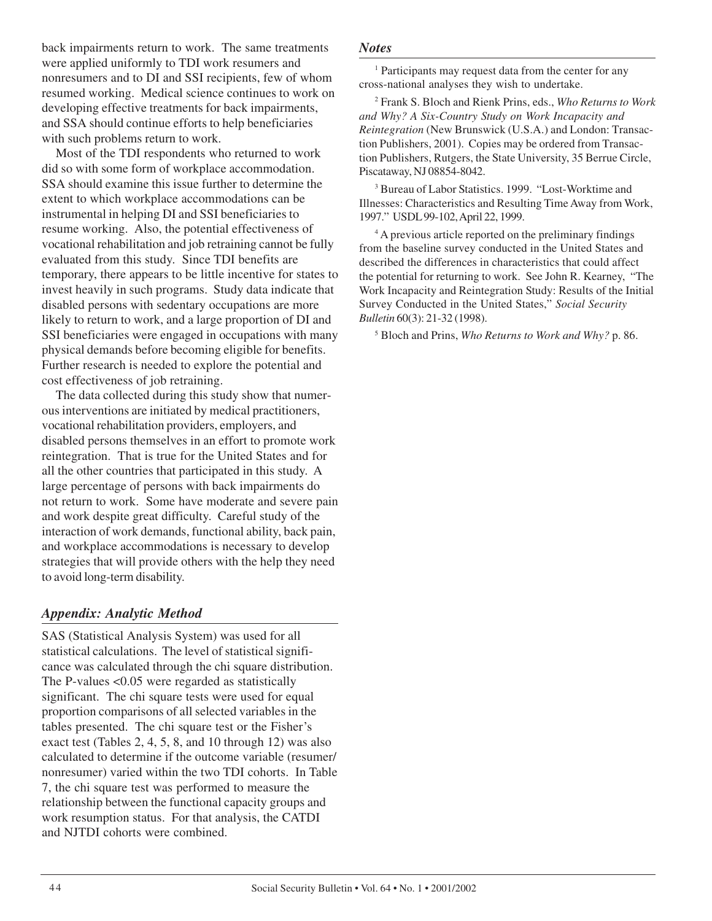back impairments return to work. The same treatments were applied uniformly to TDI work resumers and nonresumers and to DI and SSI recipients, few of whom resumed working. Medical science continues to work on developing effective treatments for back impairments, and SSA should continue efforts to help beneficiaries with such problems return to work.

Most of the TDI respondents who returned to work did so with some form of workplace accommodation. SSA should examine this issue further to determine the extent to which workplace accommodations can be instrumental in helping DI and SSI beneficiaries to resume working. Also, the potential effectiveness of vocational rehabilitation and job retraining cannot be fully evaluated from this study. Since TDI benefits are temporary, there appears to be little incentive for states to invest heavily in such programs. Study data indicate that disabled persons with sedentary occupations are more likely to return to work, and a large proportion of DI and SSI beneficiaries were engaged in occupations with many physical demands before becoming eligible for benefits. Further research is needed to explore the potential and cost effectiveness of job retraining.

The data collected during this study show that numerous interventions are initiated by medical practitioners, vocational rehabilitation providers, employers, and disabled persons themselves in an effort to promote work reintegration. That is true for the United States and for all the other countries that participated in this study. A large percentage of persons with back impairments do not return to work. Some have moderate and severe pain and work despite great difficulty. Careful study of the interaction of work demands, functional ability, back pain, and workplace accommodations is necessary to develop strategies that will provide others with the help they need to avoid long-term disability.

## *Appendix: Analytic Method*

SAS (Statistical Analysis System) was used for all statistical calculations. The level of statistical significance was calculated through the chi square distribution. The P-values <0.05 were regarded as statistically significant. The chi square tests were used for equal proportion comparisons of all selected variables in the tables presented. The chi square test or the Fisher's exact test (Tables 2, 4, 5, 8, and 10 through 12) was also calculated to determine if the outcome variable (resumer/nonresumer) varied within the two TDI cohorts. In Table 7, the chi square test was performed to measure the relationship between the functional capacity groups and work resumption status. For that analysis, the CATDI and NJTDI cohorts were combined.

## *Notes*

[1] Participants may request data from the center for any cross-national analyses they wish to undertake.

[2] Frank S. Bloch and Rienk Prins, eds., *Who Returns to Work and Why? A Six-Country Study on Work Incapacity and Reintegration* (New Brunswick (U.S.A.) and London: Transaction Publishers, 2001). Copies may be ordered from Transaction Publishers, Rutgers, the State University, 35 Berrue Circle, Piscataway, NJ 08854-8042.

[3] Bureau of Labor Statistics. 1999. "Lost-Worktime and Illnesses: Characteristics and Resulting Time Away from Work, 1997." USDL 99-102, April 22, 1999.

[4] A previous article reported on the preliminary findings from the baseline survey conducted in the United States and described the differences in characteristics that could affect the potential for returning to work. See John R. Kearney, "The Work Incapacity and Reintegration Study: Results of the Initial Survey Conducted in the United States," *Social Security Bulletin* 60(3): 21-32 (1998).

[5] Bloch and Prins, *Who Returns to Work and Why?* p. 86.